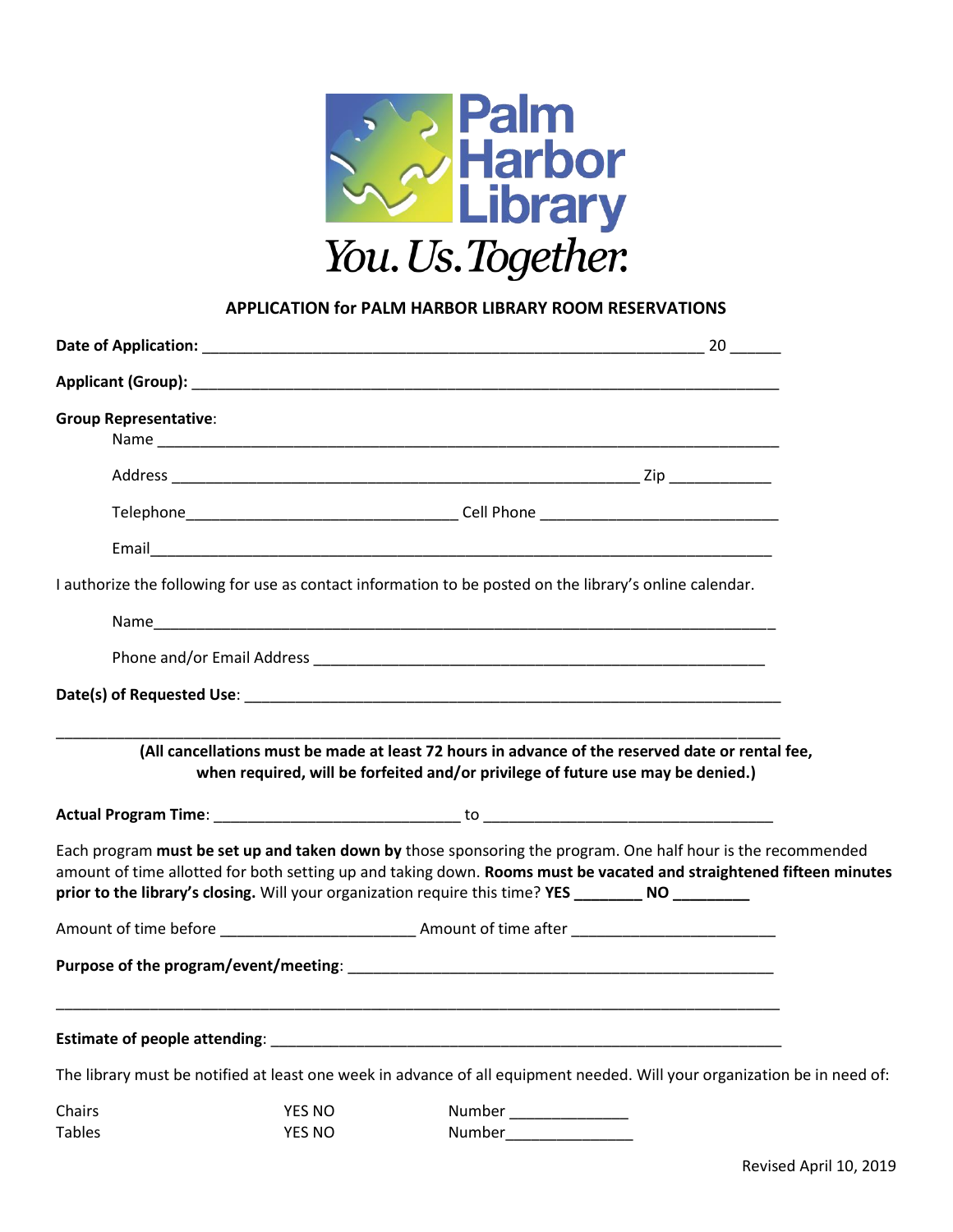Palm Harbor Library

*You. Us. Together.*

## APPLICATION for PALM HARBOR LIBRARY ROOM RESERVATIONS

**Date of Application:** ____________________________________________________________ 20 ______

**Applicant (Group):** ______________________________________________________________________

**Group Representative**:

Name ________________________________________________________________________

Address _______________________________________________________ Zip ____________

Telephone________________________________ Cell Phone ____________________________

Email_________________________________________________________________________

I authorize the following for use as contact information to be posted on the library's online calendar.

Name_________________________________________________________________________

Phone and/or Email Address ______________________________________________________

**Date(s) of Requested Use**: _________________________________________________________________

_____________________________________________________________________________________

**(All cancellations must be made at least 72 hours in advance of the reserved date or rental fee, when required, will be forfeited and/or privilege of future use may be denied.)**

**Actual Program Time**: _____________________________ to __________________________________

Each program **must be set up and taken down by** those sponsoring the program. One half hour is the recommended amount of time allotted for both setting up and taking down. **Rooms must be vacated and straightened fifteen minutes prior to the library's closing.** Will your organization require this time? **YES ________ NO _________**

Amount of time before _______________________ Amount of time after _______________________

**Purpose of the program/event/meeting**: ___________________________________________________

_____________________________________________________________________________________

**Estimate of people attending**: ______________________________________________________________

The library must be notified at least one week in advance of all equipment needed. Will your organization be in need of:

| | | |
|---|---|---|
| Chairs | YES NO | Number ______________ |
| Tables | YES NO | Number_______________ |

Revised April 10, 2019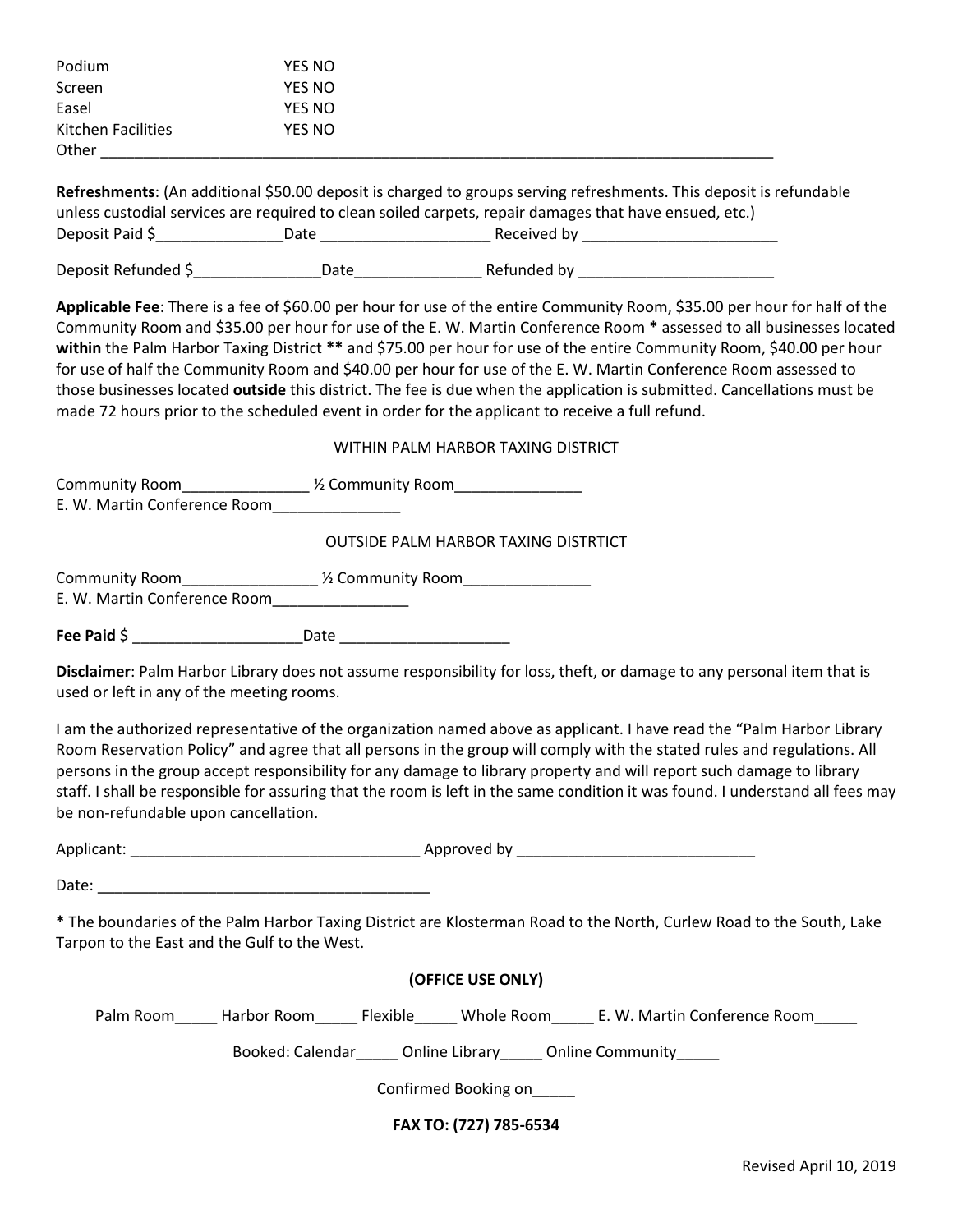| | |
|---|---|
| Podium | YES NO |
| Screen | YES NO |
| Easel | YES NO |
| Kitchen Facilities | YES NO |

Other ___________________________________________________________________________________

**Refreshments**: (An additional $50.00 deposit is charged to groups serving refreshments. This deposit is refundable unless custodial services are required to clean soiled carpets, repair damages that have ensued, etc.)

Deposit Paid $_______________Date ____________________ Received by ________________________

Deposit Refunded $_______________Date_______________ Refunded by ________________________

**Applicable Fee**: There is a fee of $60.00 per hour for use of the entire Community Room, $35.00 per hour for half of the Community Room and $35.00 per hour for use of the E. W. Martin Conference Room **\*** assessed to all businesses located **within** the Palm Harbor Taxing District **\*\*** and $75.00 per hour for use of the entire Community Room, $40.00 per hour for use of half the Community Room and $40.00 per hour for use of the E. W. Martin Conference Room assessed to those businesses located **outside** this district. The fee is due when the application is submitted. Cancellations must be made 72 hours prior to the scheduled event in order for the applicant to receive a full refund.

WITHIN PALM HARBOR TAXING DISTRICT

Community Room_______________ ½ Community Room_______________

E. W. Martin Conference Room_______________

OUTSIDE PALM HARBOR TAXING DISTRTICT

Community Room________________ ½ Community Room_______________

E. W. Martin Conference Room________________

**Fee Paid** $ ____________________Date ____________________

**Disclaimer**: Palm Harbor Library does not assume responsibility for loss, theft, or damage to any personal item that is used or left in any of the meeting rooms.

I am the authorized representative of the organization named above as applicant. I have read the "Palm Harbor Library Room Reservation Policy" and agree that all persons in the group will comply with the stated rules and regulations. All persons in the group accept responsibility for any damage to library property and will report such damage to library staff. I shall be responsible for assuring that the room is left in the same condition it was found. I understand all fees may be non-refundable upon cancellation.

Applicant: __________________________________ Approved by ____________________________

Date: ________________________________________

**\*** The boundaries of the Palm Harbor Taxing District are Klosterman Road to the North, Curlew Road to the South, Lake Tarpon to the East and the Gulf to the West.

**(OFFICE USE ONLY)**

Palm Room_____ Harbor Room_____ Flexible_____ Whole Room_____ E. W. Martin Conference Room_____

Booked: Calendar_____ Online Library_____ Online Community_____

Confirmed Booking on_____

**FAX TO: (727) 785-6534**

Revised April 10, 2019